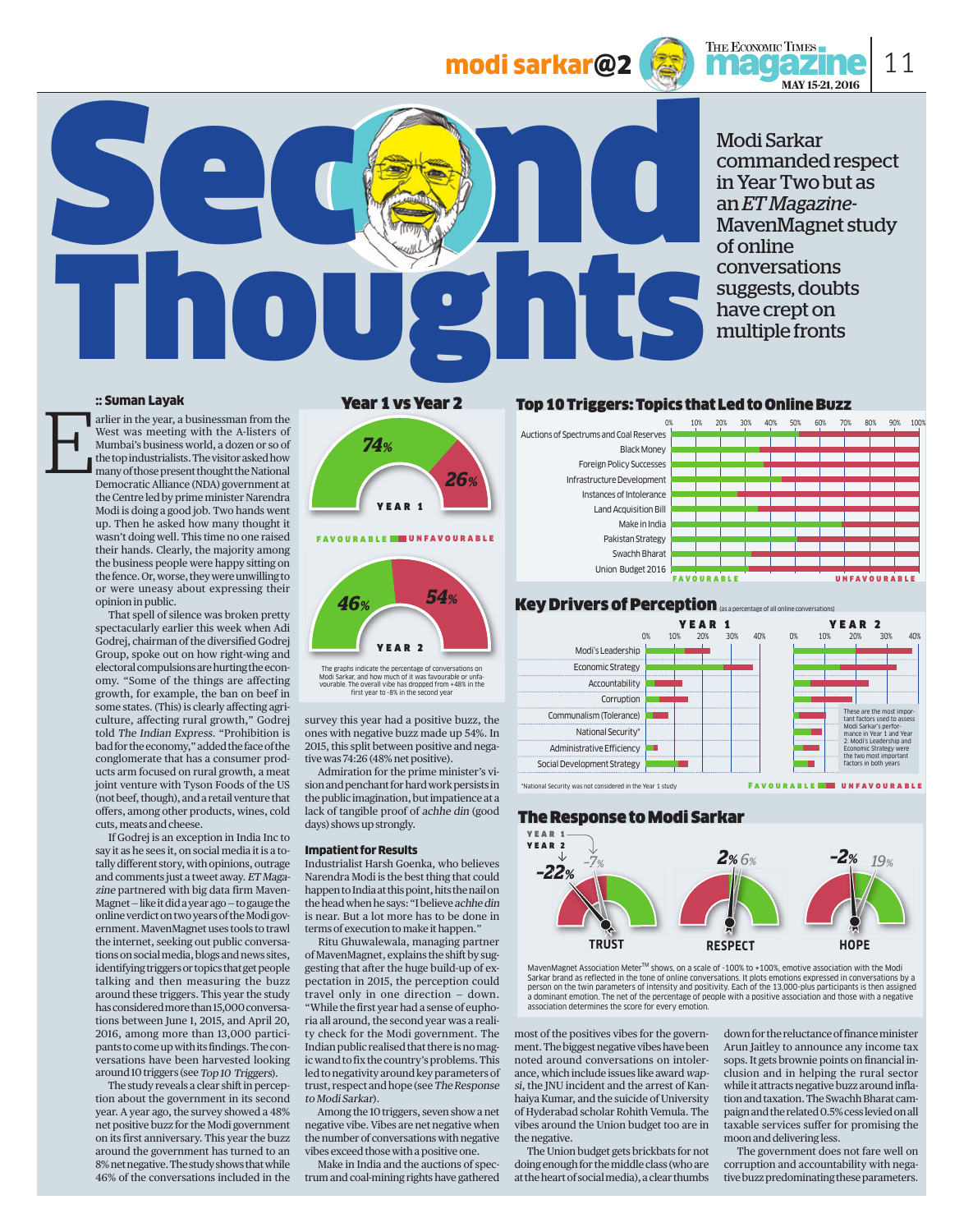# Second Thoughts

Modi Sarkar commanded respect in Year Two but as an *ET Magazine*-MavenMagnet study of online conversations suggests, doubts have crept on multiple fronts

**:: Suman Layak**

Earlier in the year, a businessman from the West was meeting with the A-listers of Mumbai's business world, a dozen or so of the top industrialists. The visitor asked how many of those present thought the National Democratic Alliance (NDA) government at the Centre led by prime minister Narendra Modi is doing a good job. Two hands went up. Then he asked how many thought it wasn't doing well. This time no one raised their hands. Clearly, the majority among the business people were happy sitting on the fence. Or, worse, they were unwilling to or were uneasy about expressing their opinion in public.

That spell of silence was broken pretty spectacularly earlier this week when Adi Godrej, chairman of the diversified Godrej Group, spoke out on how right-wing and electoral compulsions are hurting the economy. "Some of the things are affecting growth, for example, the ban on beef in some states. (This) is clearly affecting agriculture, affecting rural growth," Godrej told *The Indian Express*. "Prohibition is bad for the economy," added the face of the conglomerate that has a consumer products arm focused on rural growth, a meat joint venture with Tyson Foods of the US (not beef, though), and a retail venture that offers, among other products, wines, cold cuts, meats and cheese.

If Godrej is an exception in India Inc to say it as he sees it, on social media it is a totally different story, with opinions, outrage and comments just a tweet away. *ET Magazine* partnered with big data firm MavenMagnet – like it did a year ago – to gauge the online verdict on two years of the Modi government. MavenMagnet uses tools to trawl the internet, seeking out public conversations on social media, blogs and news sites, identifying triggers or topics that get people talking and then measuring the buzz around these triggers. This year the study has considered more than 15,000 conversations between June 1, 2015, and April 20, 2016, among more than 13,000 participants to come up with its findings. The conversations have been harvested looking around 10 triggers (see *Top 10 Triggers*).

The study reveals a clear shift in perception about the government in its second year. A year ago, the survey showed a 48% net positive buzz for the Modi government on its first anniversary. This year the buzz around the government has turned to an 8% net negative. The study shows that while 46% of the conversations included in the survey this year had a positive buzz, the ones with negative buzz made up 54%. In 2015, this split between positive and negative was 74:26 (48% net positive).

Admiration for the prime minister's vision and penchant for hard work persists in the public imagination, but impatience at a lack of tangible proof of *achhe din* (good days) shows up strongly.

### Impatient for Results

Industrialist Harsh Goenka, who believes Narendra Modi is the best thing that could happen to India at this point, hits the nail on the head when he says: "I believe *achhe din* is near. But a lot more has to be done in terms of execution to make it happen."

Ritu Ghuwalewala, managing partner of MavenMagnet, explains the shift by suggesting that after the huge build-up of expectation in 2015, the perception could travel only in one direction – down. "While the first year had a sense of euphoria all around, the second year was a reality check for the Modi government. The Indian public realised that there is no magic wand to fix the country's problems. This led to negativity around key parameters of trust, respect and hope (see *The Response to Modi Sarkar*).

Among the 10 triggers, seven show a net negative vibe. Vibes are net negative when the number of conversations with negative vibes exceed those with a positive one.

Make in India and the auctions of spectrum and coal-mining rights have gathered most of the positives vibes for the government. The biggest negative vibes have been noted around conversations on intolerance, which include issues like award *wapsi*, the JNU incident and the arrest of Kanhaiya Kumar, and the suicide of University of Hyderabad scholar Rohith Vemula. The vibes around the Union budget too are in the negative.

The Union budget gets brickbats for not doing enough for the middle class (who are at the heart of social media), a clear thumbs down for the reluctance of finance minister Arun Jaitley to announce any income tax sops. It gets brownie points on financial inclusion and in helping the rural sector while it attracts negative buzz around inflation and taxation. The Swachh Bharat campaign and the related 0.5% cess levied on all taxable services suffer for promising the moon and delivering less.

The government does not fare well on corruption and accountability with negative buzz predominating these parameters.

## Year 1 vs Year 2

| | Favourable | Unfavourable |
|---|---|---|
| Year 1 | 74% | 26% |
| Year 2 | 46% | 54% |

The graphs indicate the percentage of conversations on Modi Sarkar, and how much of it was favourable or unfavourable. The overall vibe has dropped from +48% in the first year to -8% in the second year

## Top 10 Triggers: Topics that Led to Online Buzz

(Favourable vs Unfavourable share, 0%–100% bars)

- Auctions of Spectrums and Coal Reserves
- Black Money
- Foreign Policy Successes
- Infrastructure Development
- Instances of Intolerance
- Land Acquisition Bill
- Make in India
- Pakistan Strategy
- Swachh Bharat
- Union Budget 2016

## Key Drivers of Perception
(as a percentage of all online conversations)

Year 1 and Year 2 (Favourable / Unfavourable bars, 0%–40%):

- Modi's Leadership
- Economic Strategy
- Accountability
- Corruption
- Communalism (Tolerance)
- National Security*
- Administrative Efficiency
- Social Development Strategy

These are the most important factors used to assess Modi Sarkar's performance in Year 1 and Year 2. Modi's Leadership and Economic Strategy were the two most important factors in both years

*National Security was not considered in the Year 1 study

## The Response to Modi Sarkar

| | Year 1 | Year 2 |
|---|---|---|
| Trust | -7% | -22% |
| Respect | 6% | 2% |
| Hope | 19% | -2% |

MavenMagnet Association Meter™ shows, on a scale of -100% to +100%, emotive association with the Modi Sarkar brand as reflected in the tone of online conversations. It plots emotions expressed in conversations by a person on the twin parameters of intensity and positivity. Each of the 13,000-plus participants is then assigned a dominant emotion. The net of the percentage of people with a positive association and those with a negative association determines the score for every emotion.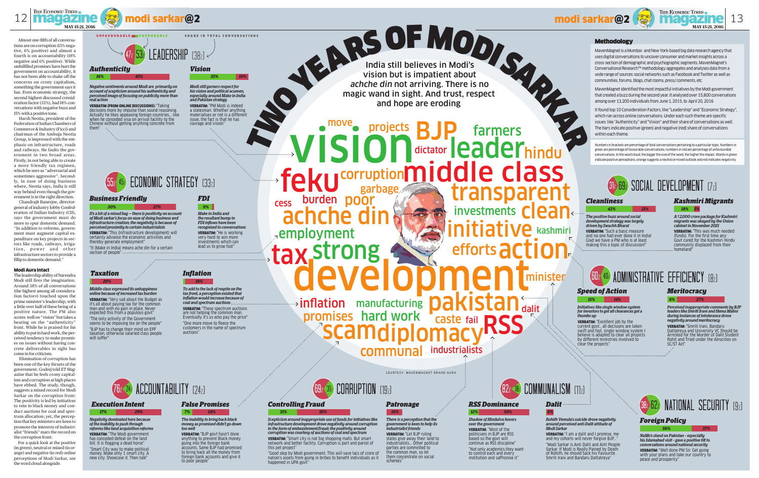# TWO YEARS OF MODI SARKAR

India still believes in Modi's vision but is impatient about *achche din* not arriving. There is no magic wand in sight. And trust, respect and hope are eroding

Almost one-fifth of all conversations are on corruption (13% negative, 6% positive) and almost a fourth is on accountability (18% negative and 6% positive). While unfulfilled promises have hurt the government on accountability, it has not been able to shake off the concerns on crony capitalism, something the government says it has. Even economic strategy, the second highest discussed consideration factor (33%), had 18% conversations with negative buzz and 15% with a positive tone.

Harsh Neotia, president of the Federation of Indian Chambers of Commerce & Industry (Ficci) and chairman of the Ambuja Neotia Group, is impressed with the emphasis on infrastructure, roads and railways. He faults the government in two broad areas. Firstly, in not being able to create a more friendly tax regimen, which he sees as "adversarial and sometimes aggressive". Secondly, in ease of doing business where, Neotia says, India is still way behind even though the government is in the right direction.

Chandrajit Banerjee, director-general of industry lobby Confederation of Indian Industry (CII), says the government must do more to spur domestic demand. "In addition to reforms, government must augment capital expenditure on key projects in sectors like roads, railways, irrigation, power and other infrastructure sectors to provide a fillip to domestic demand."

### Modi Aura Intact

The leadership ability of Narendra Modi still fires the imagination. Around 38% of all conversations (the highest among all consideration factors) touched upon the prime minister's leadership, with a little over half of these being of a positive nature. The PM also scores well on "vision" but takes a beating on the "authenticity" front. While he is praised for his ability to put in hard work, the perception is that he overpromises and makes promises on issues without having concrete deliverables in sight has come in for criticism.

Elimination of corruption has been one of the key thrusts of the government. Godrej told *ET Magazine* that he feels crony capitalism and corruption at high places have ebbed. The study, though, suggests a mixed record for Modi Sarkar on the corruption front: The positivity is led by initiatives to rein in black money and conduct auctions for coal and spectrum allocation; yet, the perception that key ministers are keen to promote the interests of industrialist "friends" mars the record on the corruption front.

For a quick look at the positive (in green), neutral or mixed (in orange) and negative (in red) online perceptions of Modi Sarkar, see the word cloud alongside.

UNFAVOURABLE | FAVOURABLE — SHARE IN TOTAL CONVERSATIONS

## LEADERSHIP (38%)
47% | 53%

### Authenticity
16% | 45%

*Negative sentiments around Modi are primarily on account of scepticism around his authenticity and perceived image of focusing on publicity more than real action*

**VERBATIM (FROM ONLINE DISCUSSIONS):** "Taking decisions more by impulse than sound reasoning. Actually he likes appeasing foreign countries... like when he conceded visa on arrival facility to the Chinese without getting anything concrete from them"

### Vision
35% | 10%

*Modi still garners respect for his vision and political acumen, especially around Make in India and Pakistan strategy*

**VERBATIM:** "PM Modi is indeed a statesman. Whether anything materialises or not is a different issue, the fact is that he has courage and vision"

## ECONOMIC STRATEGY (33%)
55% | 45%

### Business Friendly
30% | 27%

*It's a bit of a mixed bag — there is positivity on account of Modi sarkar's focus on ease of doing business and infrastructure creation; the negativity is because of perceived proximity to certain industrialists*

**VERBATIM:** "This (infrastructure development) will certainly advance the economic activities and thereby generate employment"

"It (Make in India) means ache din for a certain section of people"

### FDI
9%

*Make in India and the resultant bump in FDI inflows have been recognised in conversations*

**VERBATIM:** "He is working very hard to win more investments which can lead us to grow fast"

### Taxation
20%

*Middle class expressed its unhappiness online because of increased tax burden*

**VERBATIM:** "Very sad about the Budget as it's all about paying tax for the common man and with no gain in place. Never expected this from a populous govt"

"The only activity of the Government seems to be imposing tax on the people"

"BJP has to change their mind on EPF taxation, otherwise salaried class people will suffer"

### Inflation
18%

*To add to the lack of respite on the tax front, a perception existed that inflation would increase because of coal and spectrum auctions*

**VERBATIM:** "These spectrum auctions are not helping the common man. Eventually it's us who pay the price"

"One more move to fleece the customers in the name of spectrum auctions"

## ACCOUNTABILITY (24%)
76% | 24%

### Execution Intent
17% | 29%

*Negativity dominated here because of the inability to push through reforms like land acquisition reforms*

**VERBATIM:** "The Modi government has conceded defeat on the land bill. It is flogging a dead horse"

"Smart City way to make political money. Make only 1 smart city. A new city. Showcase it. Then talk"

### False Promises
7% | 24%

*The inability to bring back black money as promised didn't go down too well*

**VERBATIM:** "BJP govt hasn't done anything to prevent Black money going into the foreign bank accounts. Same BJP had promised to bring back all the money from foreign bank accounts and give it to poor people"

## CORRUPTION (19%)
69% | 31%

### Controlling Fraud
31% | 55%

*Scepticism around inappropriate use of funds for initiatives like infrastructure development drove negativity around corruption in the form of embezzlement/fraud; the positivity around corruption was courtesy of auctions of coal and spectrum*

**VERBATIM:** "Smart city is not big shopping malls. But smart network and better facility. Corruption is part and parcel of this pet project"

"Good step by Modi government. This will save lacs of crore of nation's assets from going in bribes to benefit individuals as it happened in UPA govt"

### Patronage
16%

*There is a perception that the government is keen to help its industrialist friends*

**VERBATIM:** "Let BJP ruling states give away their land to industrialists... Other political parties are committed to the common man, so let them concentrate on social schemes"

## COMMUNALISM (11%)
82% | 18%

### RSS Dominance
12% | 58%

*Shadow of Hindutva hovers over the government*

**VERBATIM:** "Most of the politicians in BJP are RSS based so the govt will continue as RSS discipline"

"Not only academics,they want to control each and every institution and saffronise it"

### Dalit
8%

*Rohith Vemula's suicide drove negativity around perceived anti-Dalit attitude of Modi Sarkar*

**VERBATIM:** "I am a dalit and I promise, me and my cohorts will never forgive BJP..."

"Modi Sarkar is Anti Dalit and Anti People Sarkar. If Modi is Really Pained by Death of Rohith, he should Sack his Favourite Smriti Irani and Bandaru Dattatreya"

## Methodology

MavenMagnet is a Mumbai- and New York-based big data research agency that uses digital conversations to uncover consumer and market insights across a cross-section of demographic and psychographic segments. MavenMagnet's Conversational Research™ methodology aggregates and analyses data from a wide range of sources: social networks such as Facebook and Twitter as well as communities, forums, blogs, chat rooms, press/ comments, etc.

MavenMagnet identified the most impactful initiatives by the Modi government that created a buzz during the second year. It analysed over 15,800 conversations among over 13,200 individuals from June 1, 2015, to April 20, 2016

It found top 10 Consideration Factors, like "Leadership" and "Economic Strategy", which ran across online conversations. Under each such theme are specific issues like "Authenticity" and "Vision" and their share of conversations as well. The bars indicate positive (green) and negative (red) share of conversations within each theme.

Numbers in brackets are percentage of total conversations pertaining to a particular topic. Numbers in green are percentage of favourable conversations; numbers in red are percentage of unfavourable conversations. In the word cloud, the bigger the size of the word, the higher the impact. Words in green indicate positive perceptions, orange suggests a neutral or mixed outlook and red indicates negative.

## SOCIAL DEVELOPMENT (7%)
31% | 69%

### Cleanliness
42% | 21%

*The positive buzz around social development strategy was largely driven by Swachh Bharat*

**VERBATIM:** "Such a basic measure and no one had ever done it in India! Glad we have a PM who is at least making this a topic of discussion!"

### Kashmiri Migrants
18% | 5%

*A ₹2,000 crore package for Kashmiri migrants was okayed by the Union cabinet in November 2015*

**VERBATIM:** "This was much needed (funds). For the first time any Govt cared for the Kashmiri Hindu community displaced from their homeland"

## ADMINISTRATIVE EFFICIENCY (8%)
60% | 40%

### Speed of Action
15% | 14%

*Initiatives like single window system for investors to get all clearances got a thumbs up*

**VERBATIM:** "Excellent job by the current govt., all decisions are taken swift and fast. single window system I believe is adapted to clear all projects by different ministries involved to clear the projects"

### Meritocracy
6% | 27%

*Perceived inappropriate comments by BJP leaders like Smriti Irani and Hema Malini during instances of intolerance drove negativity around meritocracy*

**VERBATIM:** "Smriti Irani, Bandaru Dattatreya and University VC Should be Arrested for the Murder of Dalit Student Rohit and Tried under the Atrocities on SC/ST Act"

## NATIONAL SECURITY (9%)
38% | 62%

### Foreign Policy
56% | 37%

*NaMo's stand on Pakistan – especially his Islamabad visit – gave a positive tilt to conversations around national security*

**VERBATIM:** "Well done PM Sir. Get going with your plans and take our country to peace and prosperity"

move, projects, BJP, farmers, vision, dictator, leader, hindu, feku, corruption, middle class, garbage, transparent, cess, burden, poor, achche din, investments, clean, employment, initiative, kashmiri, tax, strong, efforts, action, development, minister, inflation, manufacturing, pakistan, dalit, promises, hard work, caste, fail, scam, diplomacy, RSS, communal, industrialists

COURTESY: MAVENMAGNET BRAND AURA